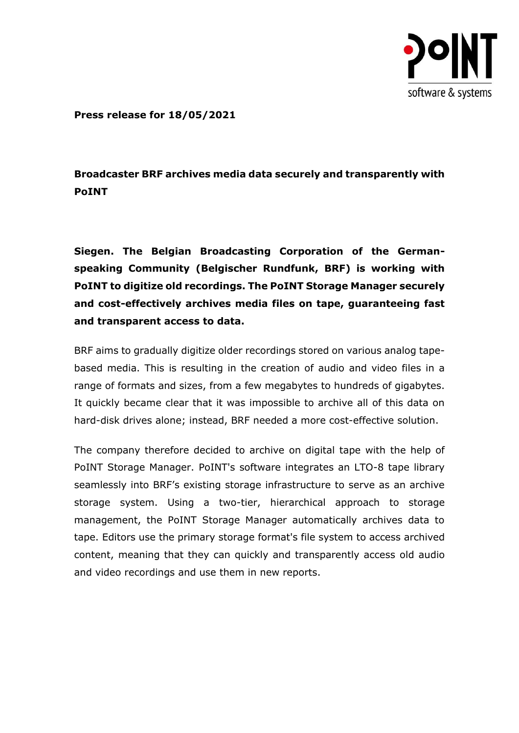**Press release for 18/05/2021**

## Broadcaster BRF archives media data securely and transparently with PoINT

**Siegen. The Belgian Broadcasting Corporation of the German-speaking Community (Belgischer Rundfunk, BRF) is working with PoINT to digitize old recordings. The PoINT Storage Manager securely and cost-effectively archives media files on tape, guaranteeing fast and transparent access to data.**

BRF aims to gradually digitize older recordings stored on various analog tape-based media. This is resulting in the creation of audio and video files in a range of formats and sizes, from a few megabytes to hundreds of gigabytes. It quickly became clear that it was impossible to archive all of this data on hard-disk drives alone; instead, BRF needed a more cost-effective solution.

The company therefore decided to archive on digital tape with the help of PoINT Storage Manager. PoINT's software integrates an LTO-8 tape library seamlessly into BRF's existing storage infrastructure to serve as an archive storage system. Using a two-tier, hierarchical approach to storage management, the PoINT Storage Manager automatically archives data to tape. Editors use the primary storage format's file system to access archived content, meaning that they can quickly and transparently access old audio and video recordings and use them in new reports.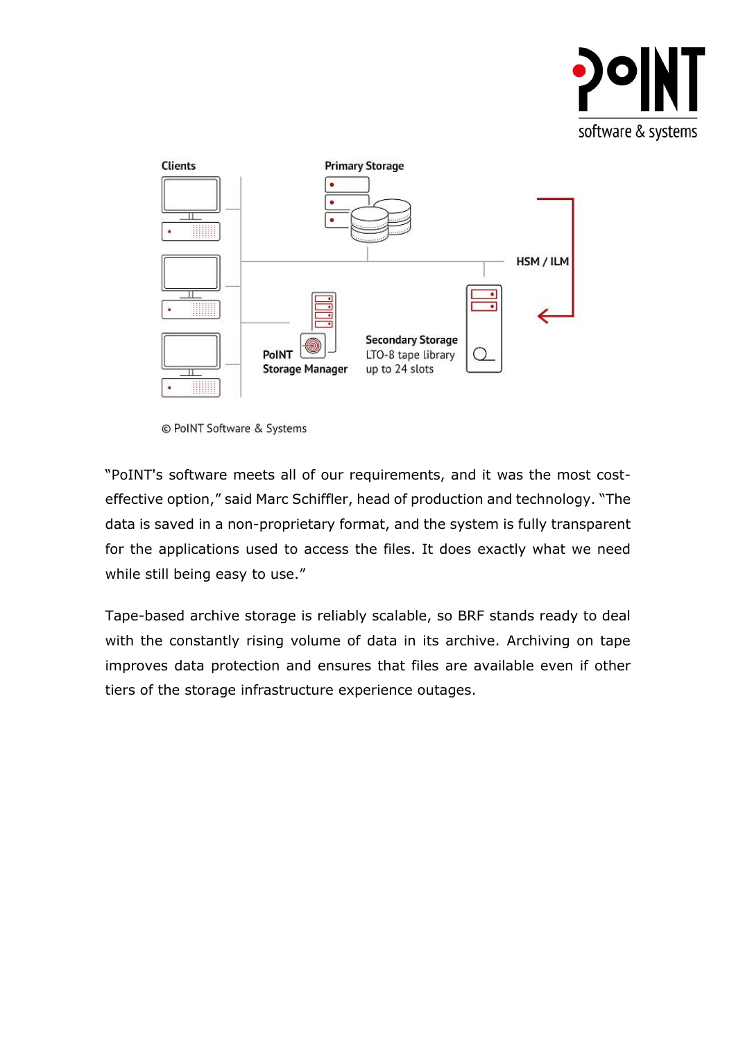© PoINT Software & Systems

"PoINT's software meets all of our requirements, and it was the most cost-effective option," said Marc Schiffler, head of production and technology. "The data is saved in a non-proprietary format, and the system is fully transparent for the applications used to access the files. It does exactly what we need while still being easy to use."

Tape-based archive storage is reliably scalable, so BRF stands ready to deal with the constantly rising volume of data in its archive. Archiving on tape improves data protection and ensures that files are available even if other tiers of the storage infrastructure experience outages.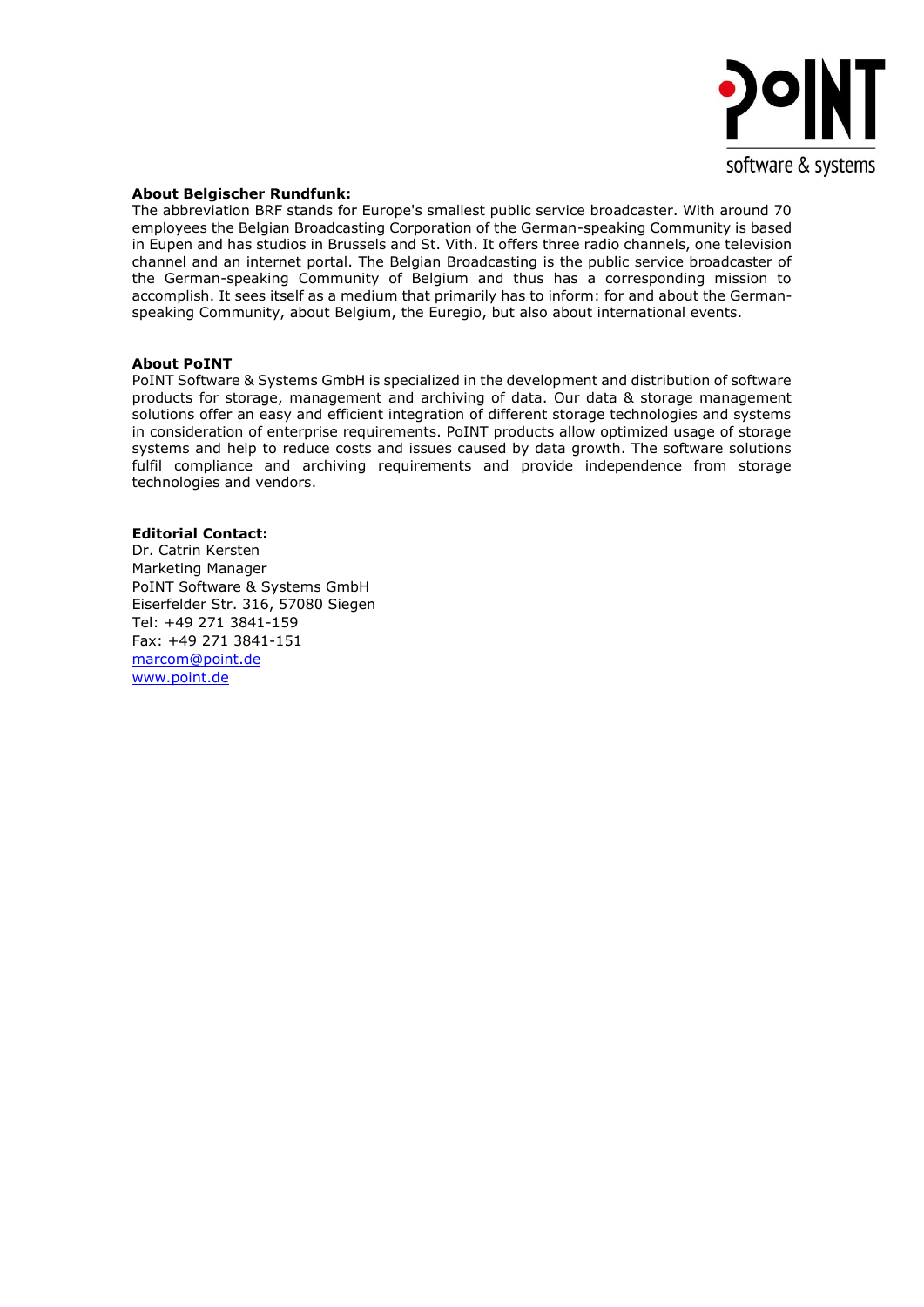**About Belgischer Rundfunk:**
The abbreviation BRF stands for Europe's smallest public service broadcaster. With around 70 employees the Belgian Broadcasting Corporation of the German-speaking Community is based in Eupen and has studios in Brussels and St. Vith. It offers three radio channels, one television channel and an internet portal. The Belgian Broadcasting is the public service broadcaster of the German-speaking Community of Belgium and thus has a corresponding mission to accomplish. It sees itself as a medium that primarily has to inform: for and about the German-speaking Community, about Belgium, the Euregio, but also about international events.

**About PoINT**
PoINT Software & Systems GmbH is specialized in the development and distribution of software products for storage, management and archiving of data. Our data & storage management solutions offer an easy and efficient integration of different storage technologies and systems in consideration of enterprise requirements. PoINT products allow optimized usage of storage systems and help to reduce costs and issues caused by data growth. The software solutions fulfil compliance and archiving requirements and provide independence from storage technologies and vendors.

**Editorial Contact:**
Dr. Catrin Kersten
Marketing Manager
PoINT Software & Systems GmbH
Eiserfelder Str. 316, 57080 Siegen
Tel: +49 271 3841-159
Fax: +49 271 3841-151
marcom@point.de
www.point.de